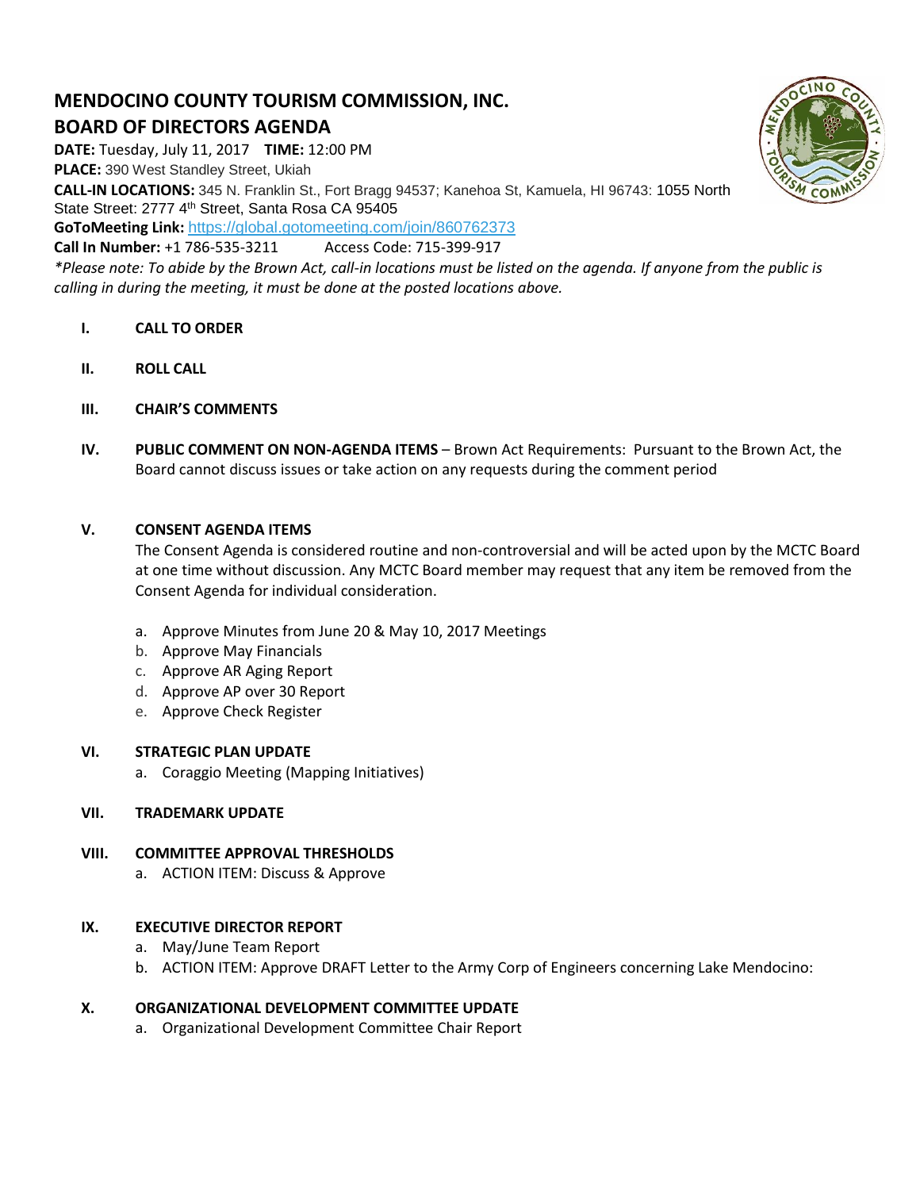# MENDOCINO COUNTY TOURISM COMMISSION, INC.

## BOARD OF DIRECTORS AGENDA

**DATE:** Tuesday, July 11, 2017 **TIME:** 12:00 PM

**PLACE:** 390 West Standley Street, Ukiah

**CALL-IN LOCATIONS:** 345 N. Franklin St., Fort Bragg 94537; Kanehoa St, Kamuela, HI 96743: 1055 North State Street: 2777 4th Street, Santa Rosa CA 95405

**GoToMeeting Link:** https://global.gotomeeting.com/join/860762373

**Call In Number:** +1 786-535-3211 Access Code: 715-399-917

*\*Please note: To abide by the Brown Act, call-in locations must be listed on the agenda. If anyone from the public is calling in during the meeting, it must be done at the posted locations above.*

**I. CALL TO ORDER**

**II. ROLL CALL**

**III. CHAIR'S COMMENTS**

**IV. PUBLIC COMMENT ON NON-AGENDA ITEMS** – Brown Act Requirements: Pursuant to the Brown Act, the Board cannot discuss issues or take action on any requests during the comment period

**V. CONSENT AGENDA ITEMS**

The Consent Agenda is considered routine and non-controversial and will be acted upon by the MCTC Board at one time without discussion. Any MCTC Board member may request that any item be removed from the Consent Agenda for individual consideration.

a. Approve Minutes from June 20 & May 10, 2017 Meetings
b. Approve May Financials
c. Approve AR Aging Report
d. Approve AP over 30 Report
e. Approve Check Register

**VI. STRATEGIC PLAN UPDATE**

a. Coraggio Meeting (Mapping Initiatives)

**VII. TRADEMARK UPDATE**

**VIII. COMMITTEE APPROVAL THRESHOLDS**

a. ACTION ITEM: Discuss & Approve

**IX. EXECUTIVE DIRECTOR REPORT**

a. May/June Team Report
b. ACTION ITEM: Approve DRAFT Letter to the Army Corp of Engineers concerning Lake Mendocino:

**X. ORGANIZATIONAL DEVELOPMENT COMMITTEE UPDATE**

a. Organizational Development Committee Chair Report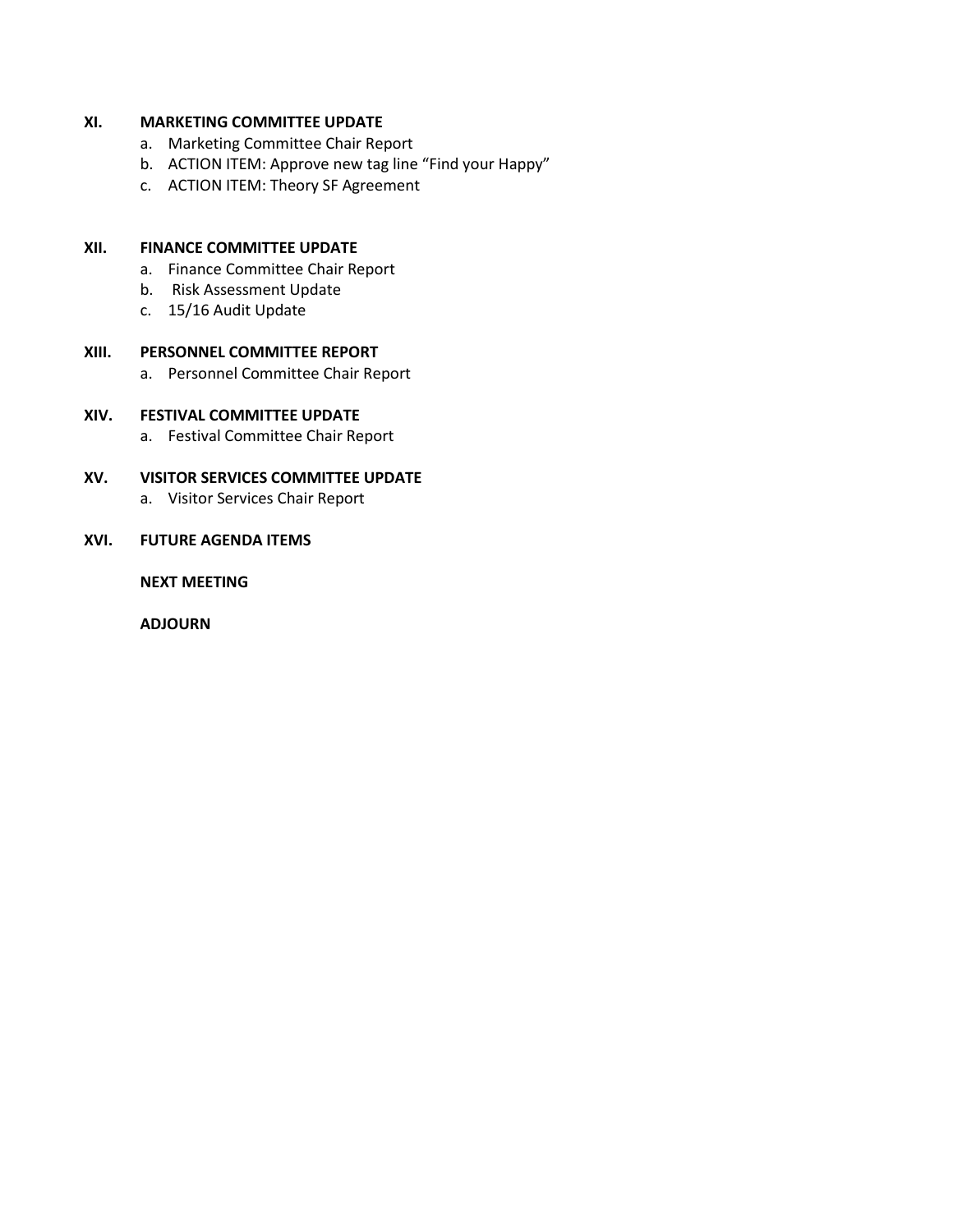**XI. MARKETING COMMITTEE UPDATE**

a. Marketing Committee Chair Report
b. ACTION ITEM: Approve new tag line “Find your Happy”
c. ACTION ITEM: Theory SF Agreement

**XII. FINANCE COMMITTEE UPDATE**

a. Finance Committee Chair Report
b. Risk Assessment Update
c. 15/16 Audit Update

**XIII. PERSONNEL COMMITTEE REPORT**

a. Personnel Committee Chair Report

**XIV. FESTIVAL COMMITTEE UPDATE**

a. Festival Committee Chair Report

**XV. VISITOR SERVICES COMMITTEE UPDATE**

a. Visitor Services Chair Report

**XVI. FUTURE AGENDA ITEMS**

**NEXT MEETING**

**ADJOURN**